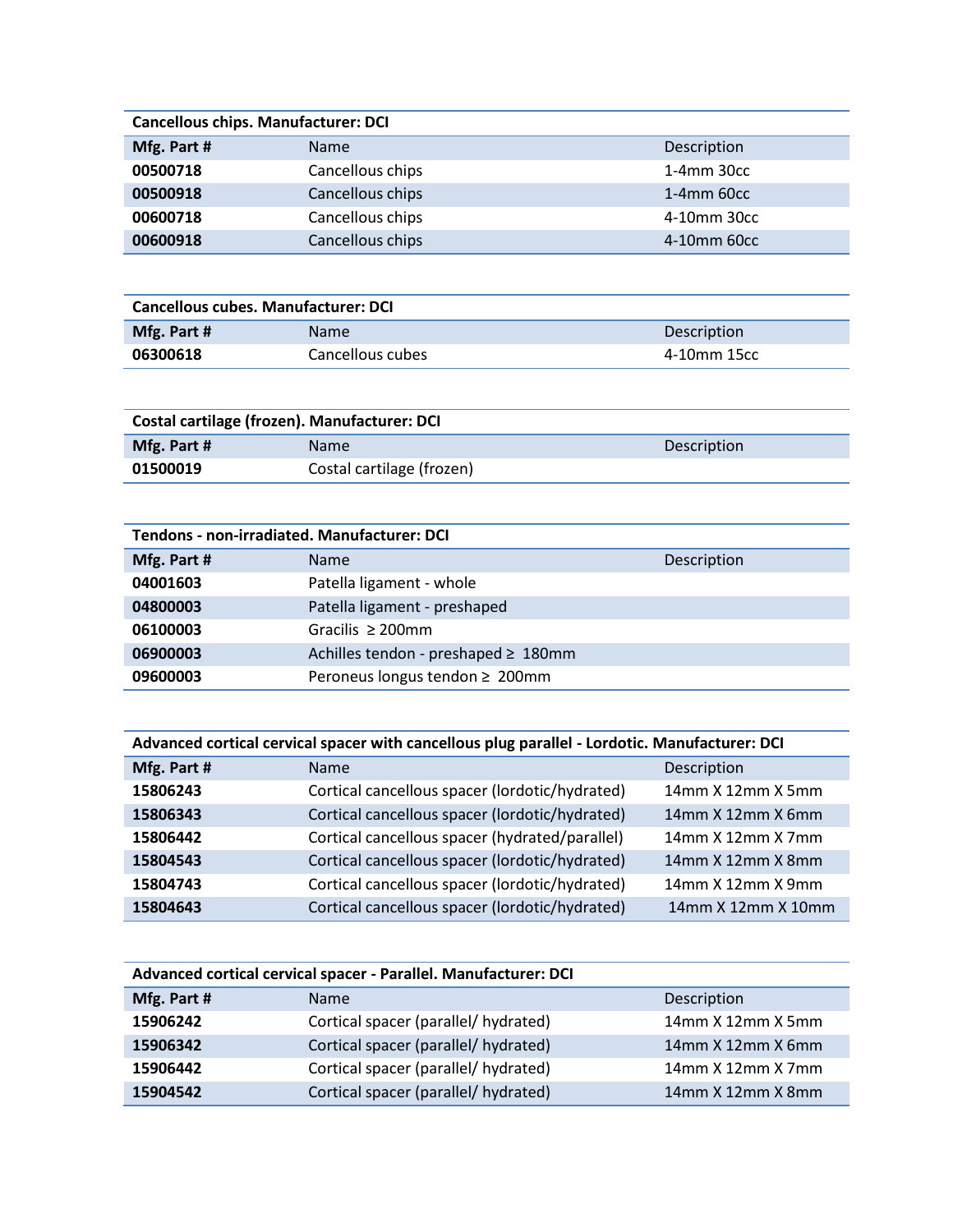| Cancellous chips. Manufacturer: DCI | | |
|---|---|---|
| **Mfg. Part #** | Name | Description |
| **00500718** | Cancellous chips | 1-4mm 30cc |
| **00500918** | Cancellous chips | 1-4mm 60cc |
| **00600718** | Cancellous chips | 4-10mm 30cc |
| **00600918** | Cancellous chips | 4-10mm 60cc |

| Cancellous cubes. Manufacturer: DCI | | |
|---|---|---|
| **Mfg. Part #** | Name | Description |
| **06300618** | Cancellous cubes | 4-10mm 15cc |

| Costal cartilage (frozen). Manufacturer: DCI | | |
|---|---|---|
| **Mfg. Part #** | Name | Description |
| **01500019** | Costal cartilage (frozen) | |

| Tendons - non-irradiated. Manufacturer: DCI | | |
|---|---|---|
| **Mfg. Part #** | Name | Description |
| **04001603** | Patella ligament - whole | |
| **04800003** | Patella ligament - preshaped | |
| **06100003** | Gracilis ≥ 200mm | |
| **06900003** | Achilles tendon - preshaped ≥ 180mm | |
| **09600003** | Peroneus longus tendon ≥ 200mm | |

| Advanced cortical cervical spacer with cancellous plug parallel - Lordotic. Manufacturer: DCI | | |
|---|---|---|
| **Mfg. Part #** | Name | Description |
| **15806243** | Cortical cancellous spacer (lordotic/hydrated) | 14mm X 12mm X 5mm |
| **15806343** | Cortical cancellous spacer (lordotic/hydrated) | 14mm X 12mm X 6mm |
| **15806442** | Cortical cancellous spacer (hydrated/parallel) | 14mm X 12mm X 7mm |
| **15804543** | Cortical cancellous spacer (lordotic/hydrated) | 14mm X 12mm X 8mm |
| **15804743** | Cortical cancellous spacer (lordotic/hydrated) | 14mm X 12mm X 9mm |
| **15804643** | Cortical cancellous spacer (lordotic/hydrated) | 14mm X 12mm X 10mm |

| Advanced cortical cervical spacer - Parallel. Manufacturer: DCI | | |
|---|---|---|
| **Mfg. Part #** | Name | Description |
| **15906242** | Cortical spacer (parallel/ hydrated) | 14mm X 12mm X 5mm |
| **15906342** | Cortical spacer (parallel/ hydrated) | 14mm X 12mm X 6mm |
| **15906442** | Cortical spacer (parallel/ hydrated) | 14mm X 12mm X 7mm |
| **15904542** | Cortical spacer (parallel/ hydrated) | 14mm X 12mm X 8mm |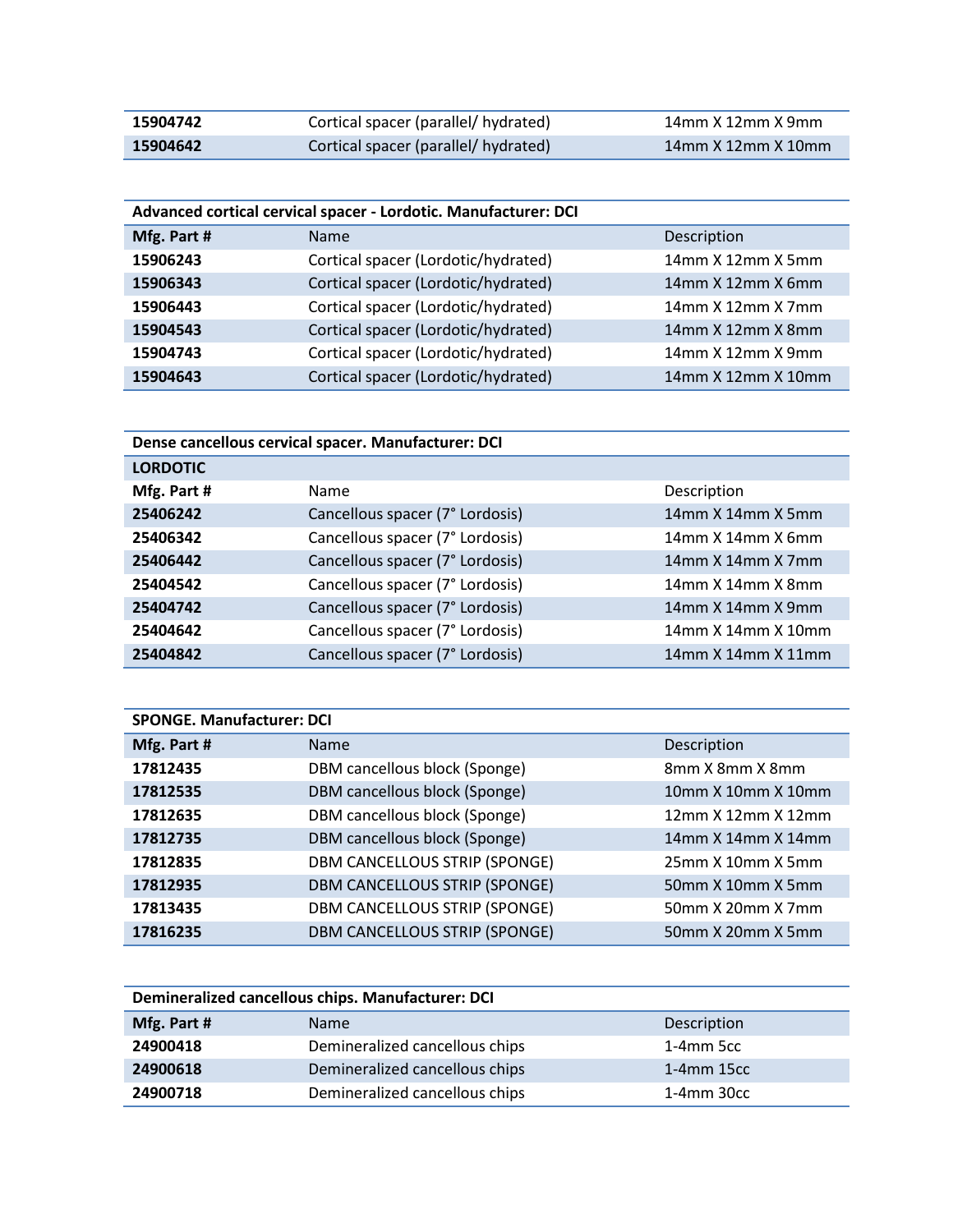| | | |
|---|---|---|
| **15904742** | Cortical spacer (parallel/ hydrated) | 14mm X 12mm X 9mm |
| **15904642** | Cortical spacer (parallel/ hydrated) | 14mm X 12mm X 10mm |

| **Advanced cortical cervical spacer - Lordotic. Manufacturer: DCI** | | |
|---|---|---|
| **Mfg. Part #** | Name | Description |
| **15906243** | Cortical spacer (Lordotic/hydrated) | 14mm X 12mm X 5mm |
| **15906343** | Cortical spacer (Lordotic/hydrated) | 14mm X 12mm X 6mm |
| **15906443** | Cortical spacer (Lordotic/hydrated) | 14mm X 12mm X 7mm |
| **15904543** | Cortical spacer (Lordotic/hydrated) | 14mm X 12mm X 8mm |
| **15904743** | Cortical spacer (Lordotic/hydrated) | 14mm X 12mm X 9mm |
| **15904643** | Cortical spacer (Lordotic/hydrated) | 14mm X 12mm X 10mm |

| **Dense cancellous cervical spacer. Manufacturer: DCI** | | |
|---|---|---|
| **LORDOTIC** | | |
| **Mfg. Part #** | Name | Description |
| **25406242** | Cancellous spacer (7° Lordosis) | 14mm X 14mm X 5mm |
| **25406342** | Cancellous spacer (7° Lordosis) | 14mm X 14mm X 6mm |
| **25406442** | Cancellous spacer (7° Lordosis) | 14mm X 14mm X 7mm |
| **25404542** | Cancellous spacer (7° Lordosis) | 14mm X 14mm X 8mm |
| **25404742** | Cancellous spacer (7° Lordosis) | 14mm X 14mm X 9mm |
| **25404642** | Cancellous spacer (7° Lordosis) | 14mm X 14mm X 10mm |
| **25404842** | Cancellous spacer (7° Lordosis) | 14mm X 14mm X 11mm |

| **SPONGE. Manufacturer: DCI** | | |
|---|---|---|
| **Mfg. Part #** | Name | Description |
| **17812435** | DBM cancellous block (Sponge) | 8mm X 8mm X 8mm |
| **17812535** | DBM cancellous block (Sponge) | 10mm X 10mm X 10mm |
| **17812635** | DBM cancellous block (Sponge) | 12mm X 12mm X 12mm |
| **17812735** | DBM cancellous block (Sponge) | 14mm X 14mm X 14mm |
| **17812835** | DBM CANCELLOUS STRIP (SPONGE) | 25mm X 10mm X 5mm |
| **17812935** | DBM CANCELLOUS STRIP (SPONGE) | 50mm X 10mm X 5mm |
| **17813435** | DBM CANCELLOUS STRIP (SPONGE) | 50mm X 20mm X 7mm |
| **17816235** | DBM CANCELLOUS STRIP (SPONGE) | 50mm X 20mm X 5mm |

| **Demineralized cancellous chips. Manufacturer: DCI** | | |
|---|---|---|
| **Mfg. Part #** | Name | Description |
| **24900418** | Demineralized cancellous chips | 1-4mm 5cc |
| **24900618** | Demineralized cancellous chips | 1-4mm 15cc |
| **24900718** | Demineralized cancellous chips | 1-4mm 30cc |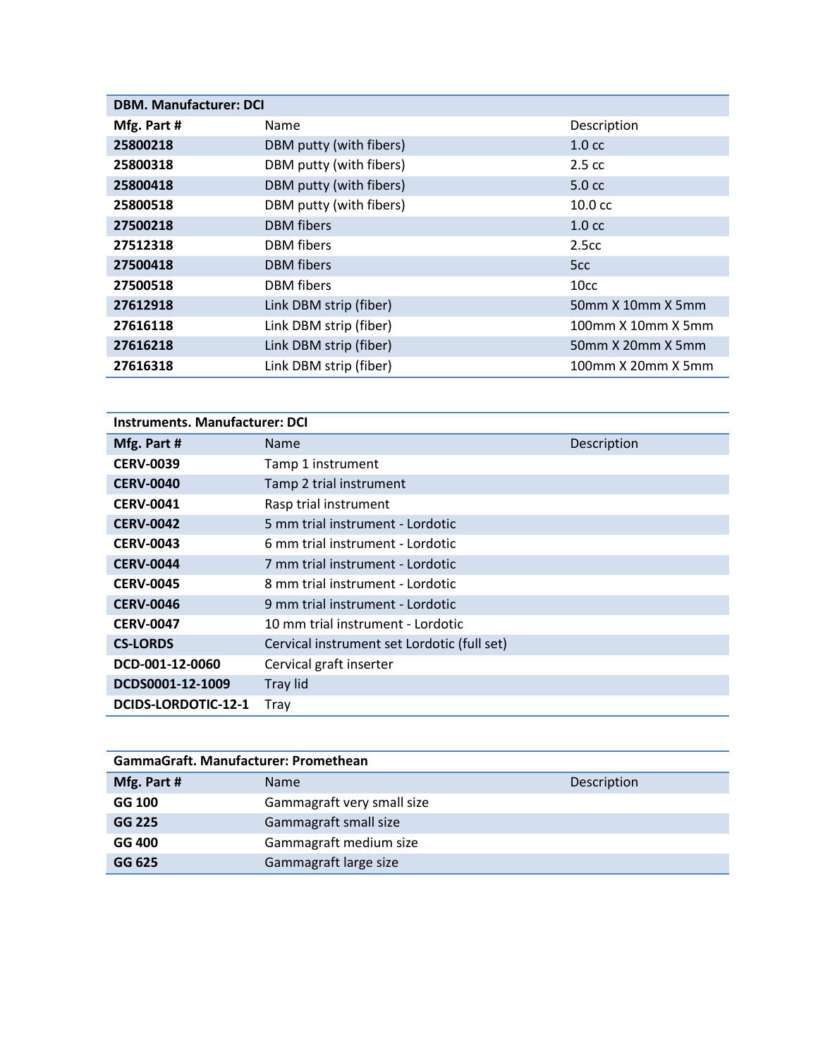| DBM. Manufacturer: DCI | | |
|---|---|---|
| **Mfg. Part #** | Name | Description |
| **25800218** | DBM putty (with fibers) | 1.0 cc |
| **25800318** | DBM putty (with fibers) | 2.5 cc |
| **25800418** | DBM putty (with fibers) | 5.0 cc |
| **25800518** | DBM putty (with fibers) | 10.0 cc |
| **27500218** | DBM fibers | 1.0 cc |
| **27512318** | DBM fibers | 2.5cc |
| **27500418** | DBM fibers | 5cc |
| **27500518** | DBM fibers | 10cc |
| **27612918** | Link DBM strip (fiber) | 50mm X 10mm X 5mm |
| **27616118** | Link DBM strip (fiber) | 100mm X 10mm X 5mm |
| **27616218** | Link DBM strip (fiber) | 50mm X 20mm X 5mm |
| **27616318** | Link DBM strip (fiber) | 100mm X 20mm X 5mm |

| Instruments. Manufacturer: DCI | | |
|---|---|---|
| **Mfg. Part #** | Name | Description |
| **CERV-0039** | Tamp 1 instrument | |
| **CERV-0040** | Tamp 2 trial instrument | |
| **CERV-0041** | Rasp trial instrument | |
| **CERV-0042** | 5 mm trial instrument - Lordotic | |
| **CERV-0043** | 6 mm trial instrument - Lordotic | |
| **CERV-0044** | 7 mm trial instrument - Lordotic | |
| **CERV-0045** | 8 mm trial instrument - Lordotic | |
| **CERV-0046** | 9 mm trial instrument - Lordotic | |
| **CERV-0047** | 10 mm trial instrument - Lordotic | |
| **CS-LORDS** | Cervical instrument set Lordotic (full set) | |
| **DCD-001-12-0060** | Cervical graft inserter | |
| **DCDS0001-12-1009** | Tray lid | |
| **DCIDS-LORDOTIC-12-1** | Tray | |

| GammaGraft. Manufacturer: Promethean | | |
|---|---|---|
| **Mfg. Part #** | Name | Description |
| **GG 100** | Gammagraft very small size | |
| **GG 225** | Gammagraft small size | |
| **GG 400** | Gammagraft medium size | |
| **GG 625** | Gammagraft large size | |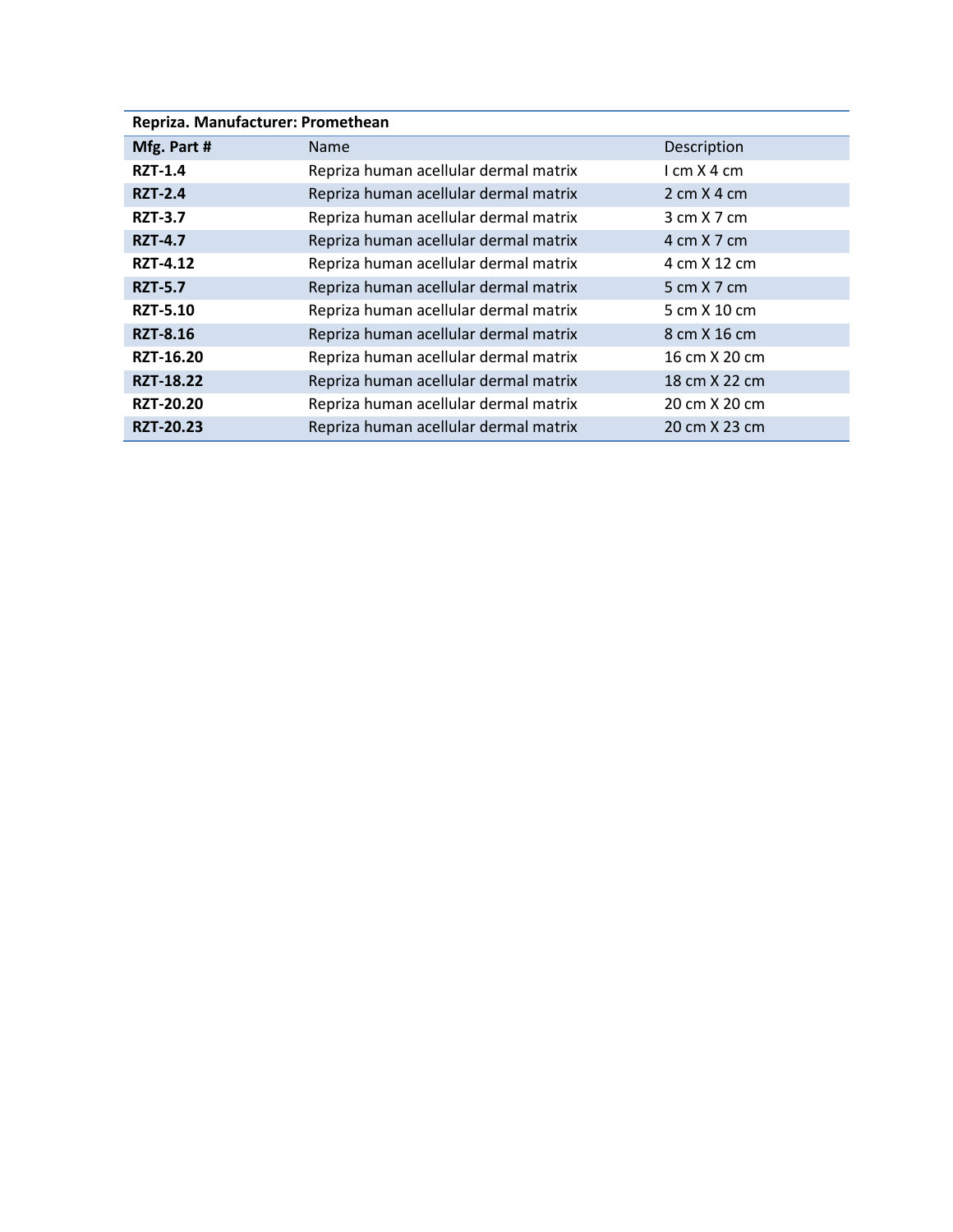| Repriza. Manufacturer: Promethean | | |
|---|---|---|
| **Mfg. Part #** | Name | Description |
| **RZT-1.4** | Repriza human acellular dermal matrix | I cm X 4 cm |
| **RZT-2.4** | Repriza human acellular dermal matrix | 2 cm X 4 cm |
| **RZT-3.7** | Repriza human acellular dermal matrix | 3 cm X 7 cm |
| **RZT-4.7** | Repriza human acellular dermal matrix | 4 cm X 7 cm |
| **RZT-4.12** | Repriza human acellular dermal matrix | 4 cm X 12 cm |
| **RZT-5.7** | Repriza human acellular dermal matrix | 5 cm X 7 cm |
| **RZT-5.10** | Repriza human acellular dermal matrix | 5 cm X 10 cm |
| **RZT-8.16** | Repriza human acellular dermal matrix | 8 cm X 16 cm |
| **RZT-16.20** | Repriza human acellular dermal matrix | 16 cm X 20 cm |
| **RZT-18.22** | Repriza human acellular dermal matrix | 18 cm X 22 cm |
| **RZT-20.20** | Repriza human acellular dermal matrix | 20 cm X 20 cm |
| **RZT-20.23** | Repriza human acellular dermal matrix | 20 cm X 23 cm |